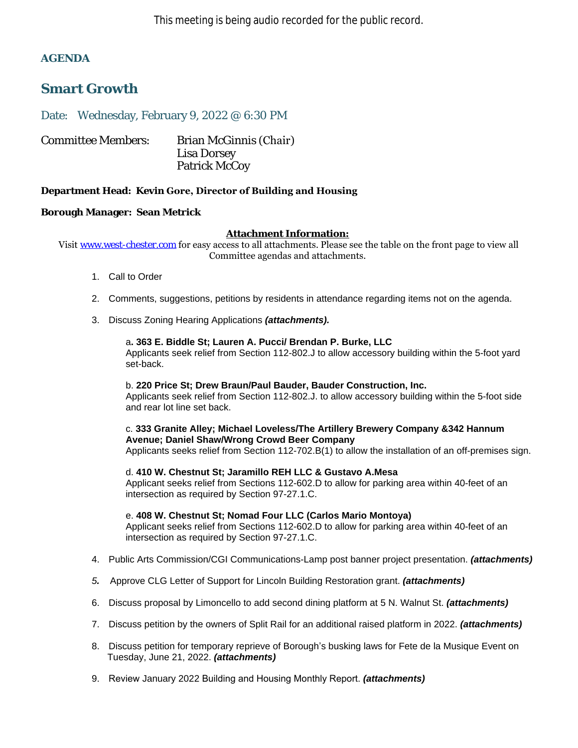This meeting is being audio recorded for the public record.

**AGENDA**

# Smart Growth

Date: Wednesday, February 9, 2022 @ 6:30 PM

Committee Members: Brian McGinnis (Chair)
Lisa Dorsey
Patrick McCoy

**Department Head: Kevin Gore, Director of Building and Housing**

**Borough Manager: Sean Metrick**

**Attachment Information:**

Visit [www.west-chester.com](http://www.west-chester.com) for easy access to all attachments. Please see the table on the front page to view all Committee agendas and attachments.

1. Call to Order

2. Comments, suggestions, petitions by residents in attendance regarding items not on the agenda.

3. Discuss Zoning Hearing Applications ***(attachments).***

   a**. 363 E. Biddle St; Lauren A. Pucci/ Brendan P. Burke, LLC**
   Applicants seek relief from Section 112-802.J to allow accessory building within the 5-foot yard set-back.

   b. **220 Price St; Drew Braun/Paul Bauder, Bauder Construction, Inc.**
   Applicants seek relief from Section 112-802.J. to allow accessory building within the 5-foot side and rear lot line set back.

   c. **333 Granite Alley; Michael Loveless/The Artillery Brewery Company &342 Hannum Avenue; Daniel Shaw/Wrong Crowd Beer Company**
   Applicants seeks relief from Section 112-702.B(1) to allow the installation of an off-premises sign.

   d. **410 W. Chestnut St; Jaramillo REH LLC & Gustavo A.Mesa**
   Applicant seeks relief from Sections 112-602.D to allow for parking area within 40-feet of an intersection as required by Section 97-27.1.C.

   e. **408 W. Chestnut St; Nomad Four LLC (Carlos Mario Montoya)**
   Applicant seeks relief from Sections 112-602.D to allow for parking area within 40-feet of an intersection as required by Section 97-27.1.C.

4. Public Arts Commission/CGI Communications-Lamp post banner project presentation. ***(attachments)***

5. Approve CLG Letter of Support for Lincoln Building Restoration grant. ***(attachments)***

6. Discuss proposal by Limoncello to add second dining platform at 5 N. Walnut St. ***(attachments)***

7. Discuss petition by the owners of Split Rail for an additional raised platform in 2022. ***(attachments)***

8. Discuss petition for temporary reprieve of Borough's busking laws for Fete de la Musique Event on Tuesday, June 21, 2022. ***(attachments)***

9. Review January 2022 Building and Housing Monthly Report. ***(attachments)***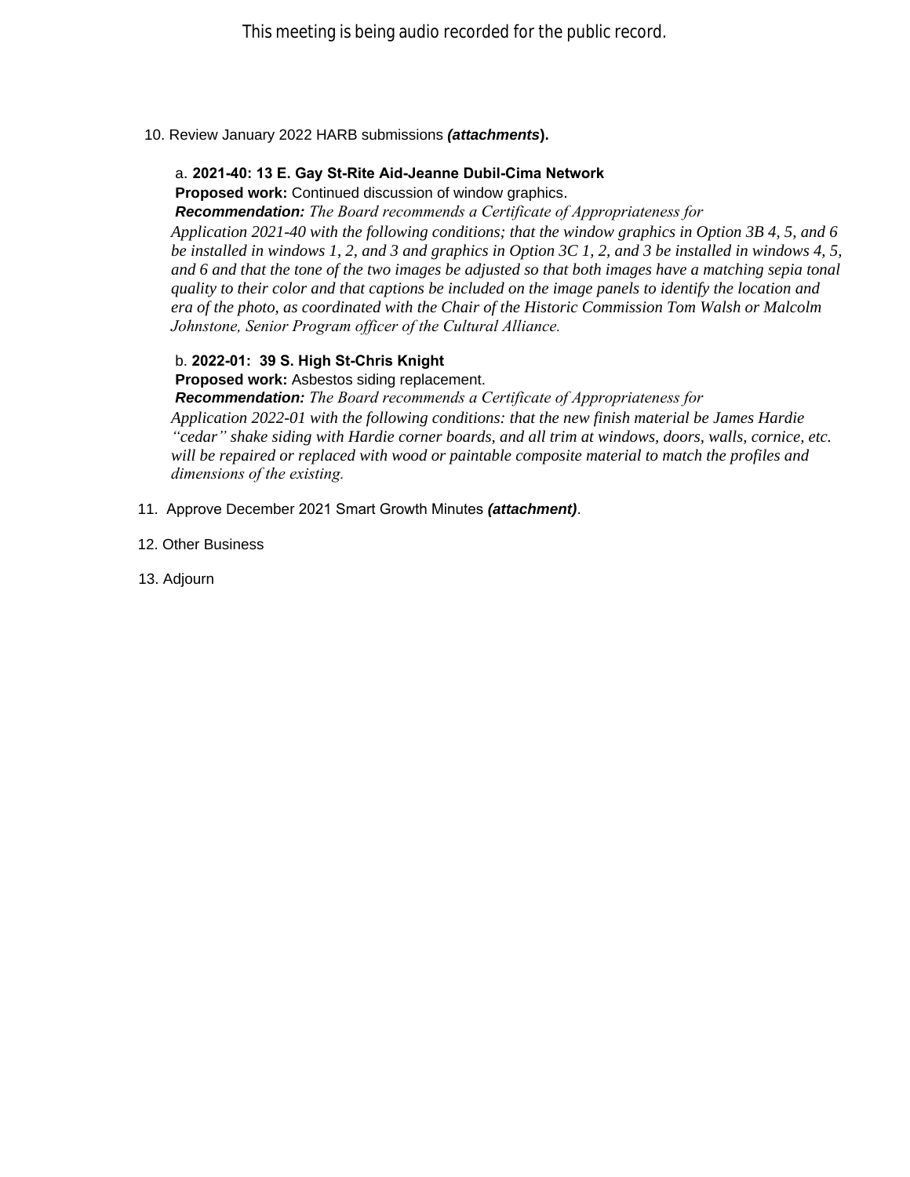This meeting is being audio recorded for the public record.

10. Review January 2022 HARB submissions ***(attachments*).**

    a. **2021-40: 13 E. Gay St-Rite Aid-Jeanne Dubil-Cima Network**
    **Proposed work:** Continued discussion of window graphics.
    ***Recommendation:*** *The Board recommends a Certificate of Appropriateness for Application 2021-40 with the following conditions; that the window graphics in Option 3B 4, 5, and 6 be installed in windows 1, 2, and 3 and graphics in Option 3C 1, 2, and 3 be installed in windows 4, 5, and 6 and that the tone of the two images be adjusted so that both images have a matching sepia tonal quality to their color and that captions be included on the image panels to identify the location and era of the photo, as coordinated with the Chair of the Historic Commission Tom Walsh or Malcolm Johnstone, Senior Program officer of the Cultural Alliance.*

    b. **2022-01: 39 S. High St-Chris Knight**
    **Proposed work:** Asbestos siding replacement.
    ***Recommendation:*** *The Board recommends a Certificate of Appropriateness for Application 2022-01 with the following conditions: that the new finish material be James Hardie "cedar" shake siding with Hardie corner boards, and all trim at windows, doors, walls, cornice, etc. will be repaired or replaced with wood or paintable composite material to match the profiles and dimensions of the existing.*

11. Approve December 2021 Smart Growth Minutes ***(attachment)***.

12. Other Business

13. Adjourn